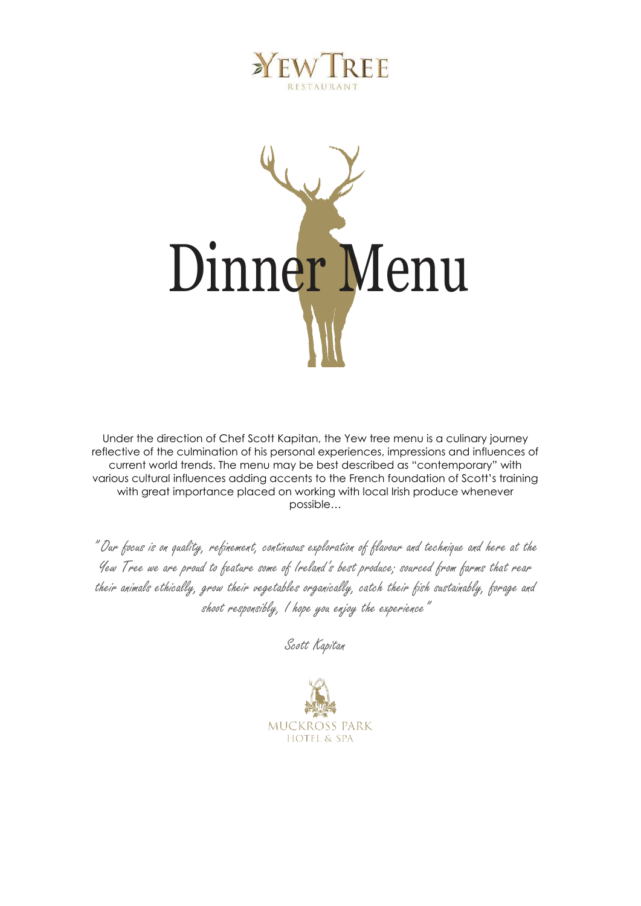# YEW TREE
RESTAURANT

# Dinner Menu

Under the direction of Chef Scott Kapitan, the Yew tree menu is a culinary journey reflective of the culmination of his personal experiences, impressions and influences of current world trends. The menu may be best described as "contemporary" with various cultural influences adding accents to the French foundation of Scott's training with great importance placed on working with local Irish produce whenever possible…

*"Our focus is on quality, refinement, continuous exploration of flavour and technique and here at the Yew Tree we are proud to feature some of Ireland's best produce; sourced from farms that rear their animals ethically, grow their vegetables organically, catch their fish sustainably, forage and shoot responsibly, I hope you enjoy the experience"*

*Scott Kapitan*

MUCKROSS PARK
HOTEL & SPA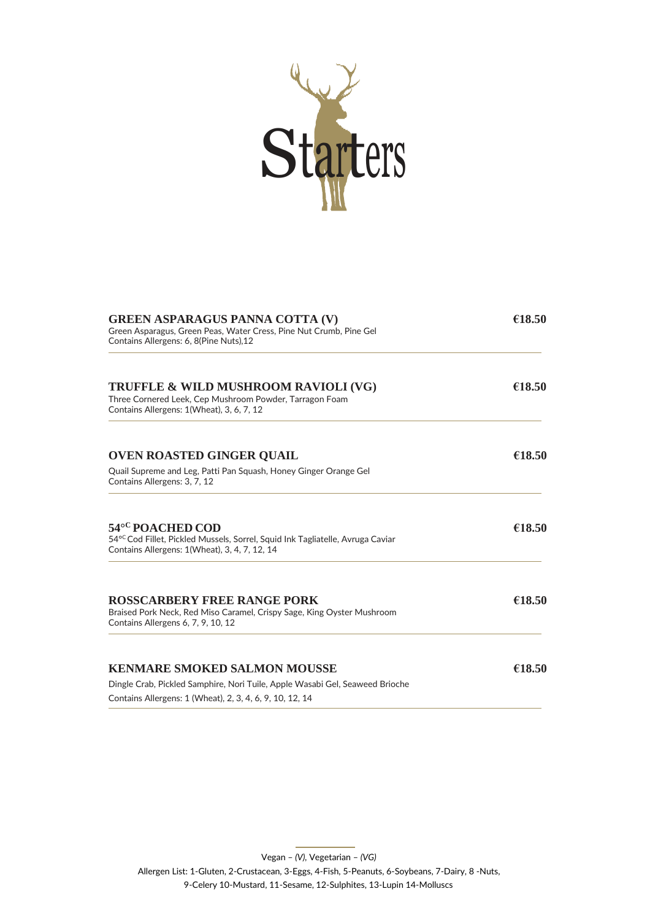# Starters

**GREEN ASPARAGUS PANNA COTTA (V)** **€18.50**
Green Asparagus, Green Peas, Water Cress, Pine Nut Crumb, Pine Gel
Contains Allergens: 6, 8(Pine Nuts),12

---

**TRUFFLE & WILD MUSHROOM RAVIOLI (VG)** **€18.50**
Three Cornered Leek, Cep Mushroom Powder, Tarragon Foam
Contains Allergens: 1(Wheat), 3, 6, 7, 12

---

**OVEN ROASTED GINGER QUAIL** **€18.50**
Quail Supreme and Leg, Patti Pan Squash, Honey Ginger Orange Gel
Contains Allergens: 3, 7, 12

---

**54°C POACHED COD** **€18.50**
54°C Cod Fillet, Pickled Mussels, Sorrel, Squid Ink Tagliatelle, Avruga Caviar
Contains Allergens: 1(Wheat), 3, 4, 7, 12, 14

---

**ROSSCARBERY FREE RANGE PORK** **€18.50**
Braised Pork Neck, Red Miso Caramel, Crispy Sage, King Oyster Mushroom
Contains Allergens 6, 7, 9, 10, 12

---

**KENMARE SMOKED SALMON MOUSSE** **€18.50**
Dingle Crab, Pickled Samphire, Nori Tuile, Apple Wasabi Gel, Seaweed Brioche
Contains Allergens: 1 (Wheat), 2, 3, 4, 6, 9, 10, 12, 14

---

Vegan – *(V)*, Vegetarian – *(VG)*

Allergen List: 1-Gluten, 2-Crustacean, 3-Eggs, 4-Fish, 5-Peanuts, 6-Soybeans, 7-Dairy, 8 -Nuts, 9-Celery 10-Mustard, 11-Sesame, 12-Sulphites, 13-Lupin 14-Molluscs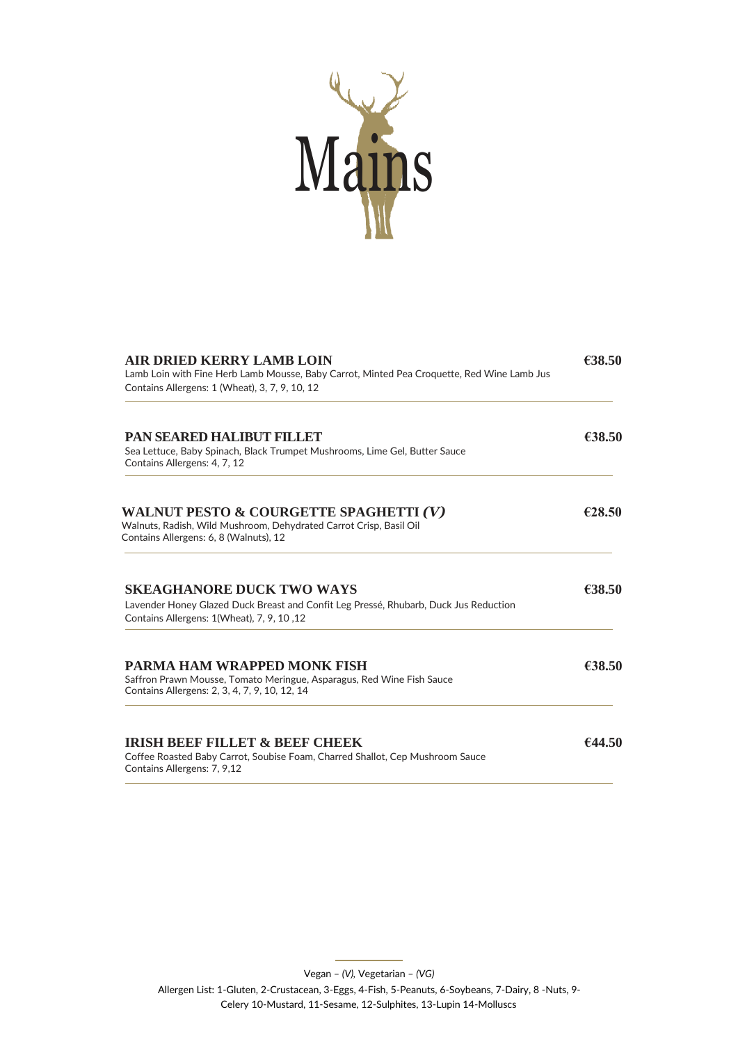# Mains

**AIR DRIED KERRY LAMB LOIN** — **€38.50**

Lamb Loin with Fine Herb Lamb Mousse, Baby Carrot, Minted Pea Croquette, Red Wine Lamb Jus
Contains Allergens: 1 (Wheat), 3, 7, 9, 10, 12

---

**PAN SEARED HALIBUT FILLET** — **€38.50**

Sea Lettuce, Baby Spinach, Black Trumpet Mushrooms, Lime Gel, Butter Sauce
Contains Allergens: 4, 7, 12

---

**WALNUT PESTO & COURGETTE SPAGHETTI *(V)*** — **€28.50**

Walnuts, Radish, Wild Mushroom, Dehydrated Carrot Crisp, Basil Oil
Contains Allergens: 6, 8 (Walnuts), 12

---

**SKEAGHANORE DUCK TWO WAYS** — **€38.50**

Lavender Honey Glazed Duck Breast and Confit Leg Pressé, Rhubarb, Duck Jus Reduction
Contains Allergens: 1(Wheat), 7, 9, 10 ,12

---

**PARMA HAM WRAPPED MONK FISH** — **€38.50**

Saffron Prawn Mousse, Tomato Meringue, Asparagus, Red Wine Fish Sauce
Contains Allergens: 2, 3, 4, 7, 9, 10, 12, 14

---

**IRISH BEEF FILLET & BEEF CHEEK** — **€44.50**

Coffee Roasted Baby Carrot, Soubise Foam, Charred Shallot, Cep Mushroom Sauce
Contains Allergens: 7, 9,12

---

Vegan – *(V)*, Vegetarian – *(VG)*

Allergen List: 1-Gluten, 2-Crustacean, 3-Eggs, 4-Fish, 5-Peanuts, 6-Soybeans, 7-Dairy, 8 -Nuts, 9-Celery 10-Mustard, 11-Sesame, 12-Sulphites, 13-Lupin 14-Molluscs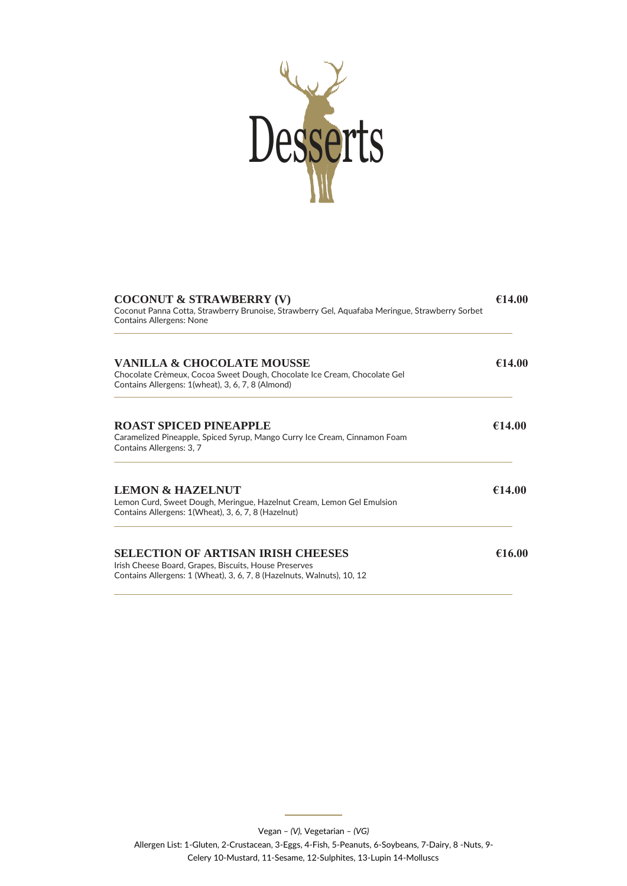# Desserts

### COCONUT & STRAWBERRY (V) — €14.00

Coconut Panna Cotta, Strawberry Brunoise, Strawberry Gel, Aquafaba Meringue, Strawberry Sorbet
Contains Allergens: None

---

### VANILLA & CHOCOLATE MOUSSE — €14.00

Chocolate Crèmeux, Cocoa Sweet Dough, Chocolate Ice Cream, Chocolate Gel
Contains Allergens: 1(wheat), 3, 6, 7, 8 (Almond)

---

### ROAST SPICED PINEAPPLE — €14.00

Caramelized Pineapple, Spiced Syrup, Mango Curry Ice Cream, Cinnamon Foam
Contains Allergens: 3, 7

---

### LEMON & HAZELNUT — €14.00

Lemon Curd, Sweet Dough, Meringue, Hazelnut Cream, Lemon Gel Emulsion
Contains Allergens: 1(Wheat), 3, 6, 7, 8 (Hazelnut)

---

### SELECTION OF ARTISAN IRISH CHEESES — €16.00

Irish Cheese Board, Grapes, Biscuits, House Preserves
Contains Allergens: 1 (Wheat), 3, 6, 7, 8 (Hazelnuts, Walnuts), 10, 12

---

Vegan – *(V)*, Vegetarian – *(VG)*

Allergen List: 1-Gluten, 2-Crustacean, 3-Eggs, 4-Fish, 5-Peanuts, 6-Soybeans, 7-Dairy, 8 -Nuts, 9-Celery 10-Mustard, 11-Sesame, 12-Sulphites, 13-Lupin 14-Molluscs